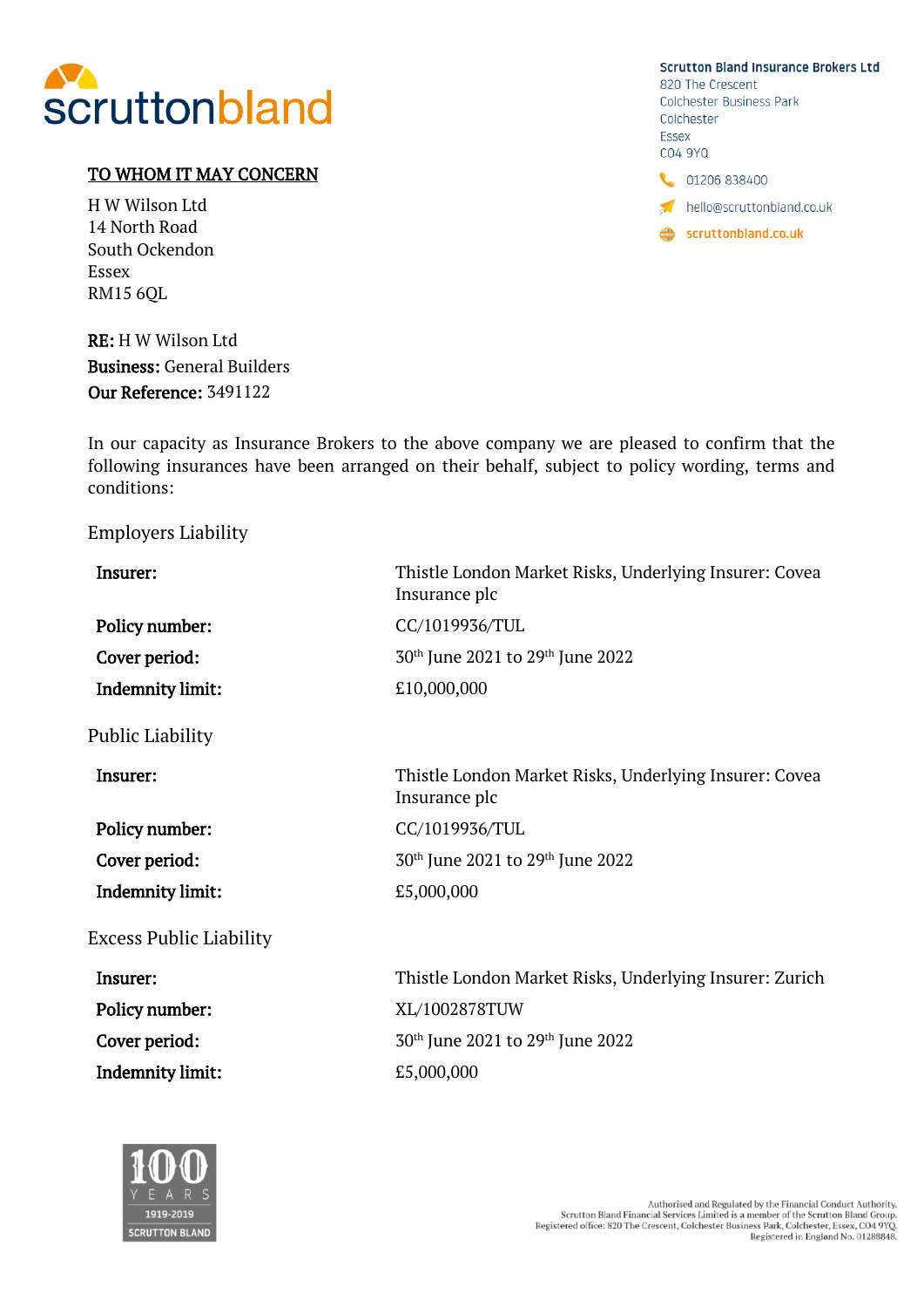scruttonbland

**Scrutton Bland Insurance Brokers Ltd**
820 The Crescent
Colchester Business Park
Colchester
Essex
CO4 9YQ

01206 838400
hello@scruttonbland.co.uk
scruttonbland.co.uk

**TO WHOM IT MAY CONCERN**

H W Wilson Ltd
14 North Road
South Ockendon
Essex
RM15 6QL

**RE:** H W Wilson Ltd
**Business:** General Builders
**Our Reference:** 3491122

In our capacity as Insurance Brokers to the above company we are pleased to confirm that the following insurances have been arranged on their behalf, subject to policy wording, terms and conditions:

Employers Liability

| | |
|---|---|
| **Insurer:** | Thistle London Market Risks, Underlying Insurer: Covea Insurance plc |
| **Policy number:** | CC/1019936/TUL |
| **Cover period:** | 30th June 2021 to 29th June 2022 |
| **Indemnity limit:** | £10,000,000 |

Public Liability

| | |
|---|---|
| **Insurer:** | Thistle London Market Risks, Underlying Insurer: Covea Insurance plc |
| **Policy number:** | CC/1019936/TUL |
| **Cover period:** | 30th June 2021 to 29th June 2022 |
| **Indemnity limit:** | £5,000,000 |

Excess Public Liability

| | |
|---|---|
| **Insurer:** | Thistle London Market Risks, Underlying Insurer: Zurich |
| **Policy number:** | XL/1002878TUW |
| **Cover period:** | 30th June 2021 to 29th June 2022 |
| **Indemnity limit:** | £5,000,000 |

100 YEARS 1919-2019 SCRUTTON BLAND

Authorised and Regulated by the Financial Conduct Authority.
Scrutton Bland Financial Services Limited is a member of the Scrutton Bland Group.
Registered office: 820 The Crescent, Colchester Business Park, Colchester, Essex, CO4 9YQ.
Registered in England No. 01288848.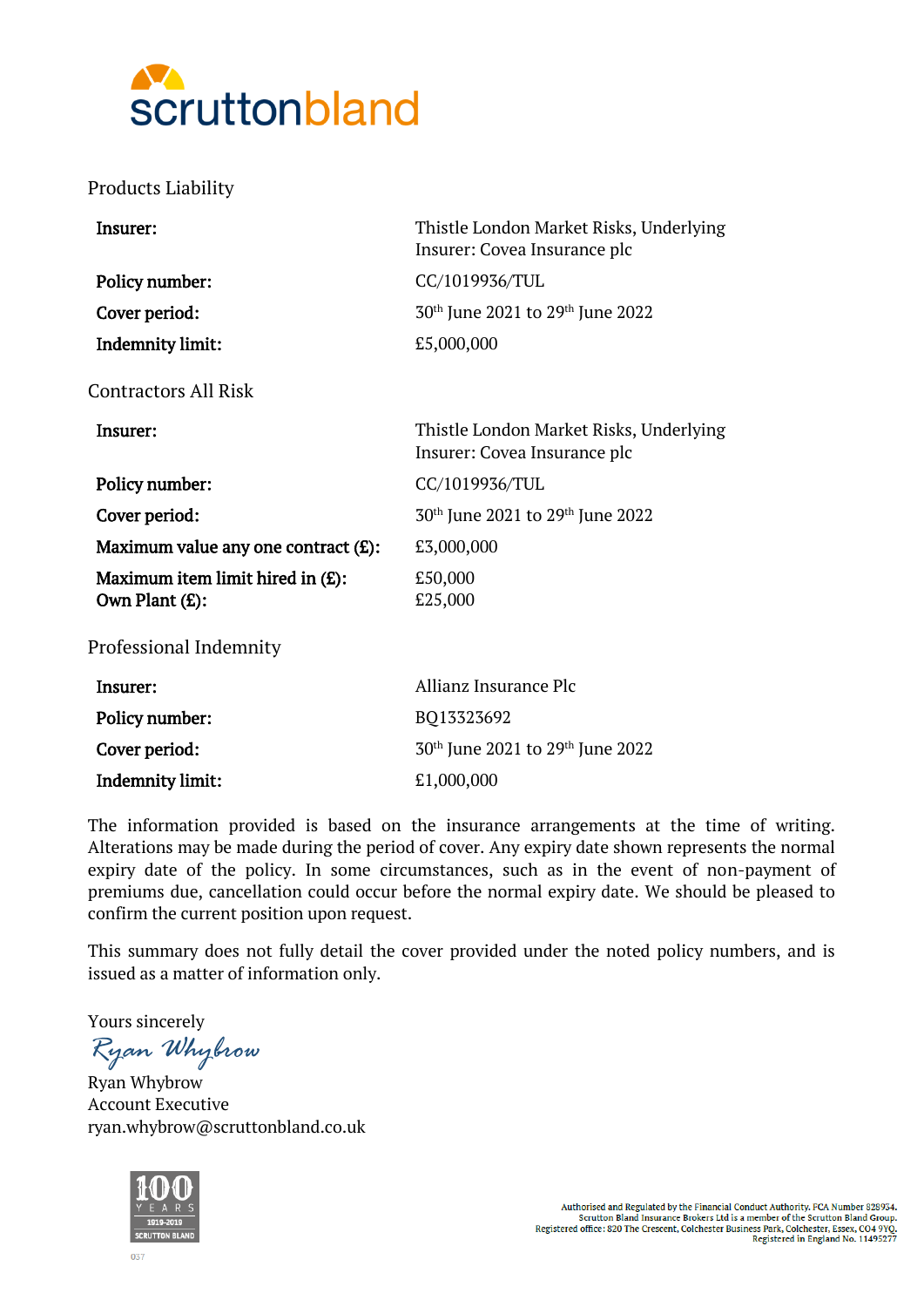## Products Liability

| | |
|---|---|
| **Insurer:** | Thistle London Market Risks, Underlying Insurer: Covea Insurance plc |
| **Policy number:** | CC/1019936/TUL |
| **Cover period:** | 30th June 2021 to 29th June 2022 |
| **Indemnity limit:** | £5,000,000 |

## Contractors All Risk

| | |
|---|---|
| **Insurer:** | Thistle London Market Risks, Underlying Insurer: Covea Insurance plc |
| **Policy number:** | CC/1019936/TUL |
| **Cover period:** | 30th June 2021 to 29th June 2022 |
| **Maximum value any one contract (£):** | £3,000,000 |
| **Maximum item limit hired in (£):** | £50,000 |
| **Own Plant (£):** | £25,000 |

## Professional Indemnity

| | |
|---|---|
| **Insurer:** | Allianz Insurance Plc |
| **Policy number:** | BQ13323692 |
| **Cover period:** | 30th June 2021 to 29th June 2022 |
| **Indemnity limit:** | £1,000,000 |

The information provided is based on the insurance arrangements at the time of writing. Alterations may be made during the period of cover. Any expiry date shown represents the normal expiry date of the policy. In some circumstances, such as in the event of non-payment of premiums due, cancellation could occur before the normal expiry date. We should be pleased to confirm the current position upon request.

This summary does not fully detail the cover provided under the noted policy numbers, and is issued as a matter of information only.

Yours sincerely

Ryan Whybrow

Ryan Whybrow
Account Executive
ryan.whybrow@scruttonbland.co.uk

Authorised and Regulated by the Financial Conduct Authority. FCA Number 828934.
Scrutton Bland Insurance Brokers Ltd is a member of the Scrutton Bland Group.
Registered office: 820 The Crescent, Colchester Business Park, Colchester, Essex, CO4 9YQ.
Registered in England No. 11495277